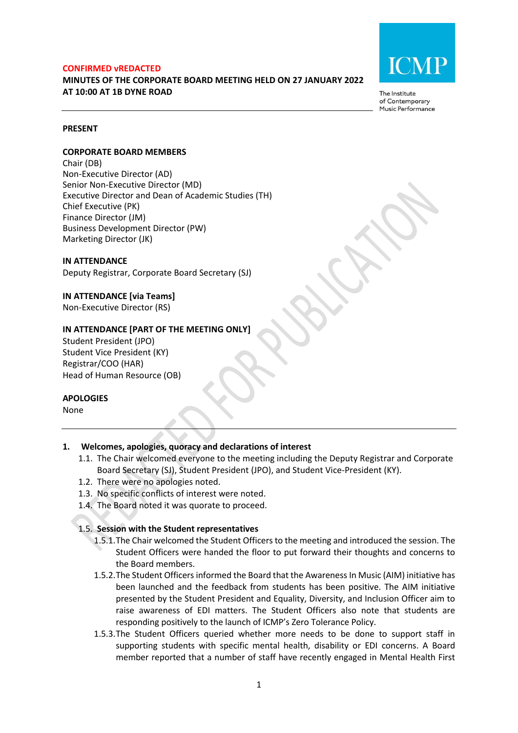**CONFIRMED vREDACTED**

**MINUTES OF THE CORPORATE BOARD MEETING HELD ON 27 JANUARY 2022 AT 10:00 AT 1B DYNE ROAD**

ICMP

The Institute of Contemporary Music Performance

---

**PRESENT**

**CORPORATE BOARD MEMBERS**

Chair (DB)
Non-Executive Director (AD)
Senior Non-Executive Director (MD)
Executive Director and Dean of Academic Studies (TH)
Chief Executive (PK)
Finance Director (JM)
Business Development Director (PW)
Marketing Director (JK)

**IN ATTENDANCE**

Deputy Registrar, Corporate Board Secretary (SJ)

**IN ATTENDANCE [via Teams]**

Non-Executive Director (RS)

**IN ATTENDANCE [PART OF THE MEETING ONLY]**

Student President (JPO)
Student Vice President (KY)
Registrar/COO (HAR)
Head of Human Resource (OB)

**APOLOGIES**

None

---

**1. Welcomes, apologies, quoracy and declarations of interest**

1.1. The Chair welcomed everyone to the meeting including the Deputy Registrar and Corporate Board Secretary (SJ), Student President (JPO), and Student Vice-President (KY).

1.2. There were no apologies noted.

1.3. No specific conflicts of interest were noted.

1.4. The Board noted it was quorate to proceed.

1.5. **Session with the Student representatives**

1.5.1. The Chair welcomed the Student Officers to the meeting and introduced the session. The Student Officers were handed the floor to put forward their thoughts and concerns to the Board members.

1.5.2. The Student Officers informed the Board that the Awareness In Music (AIM) initiative has been launched and the feedback from students has been positive. The AIM initiative presented by the Student President and Equality, Diversity, and Inclusion Officer aim to raise awareness of EDI matters. The Student Officers also note that students are responding positively to the launch of ICMP's Zero Tolerance Policy.

1.5.3. The Student Officers queried whether more needs to be done to support staff in supporting students with specific mental health, disability or EDI concerns. A Board member reported that a number of staff have recently engaged in Mental Health First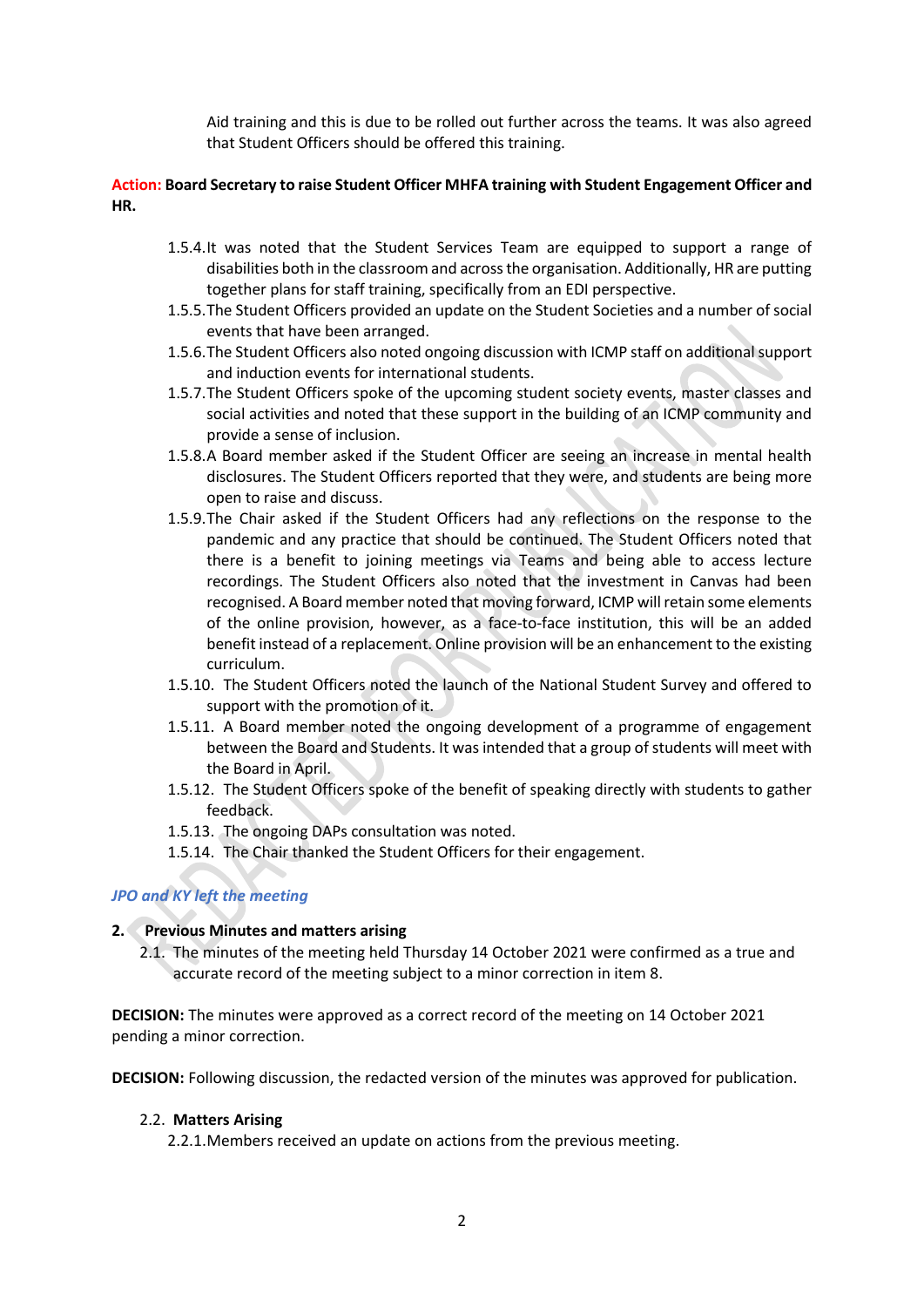Aid training and this is due to be rolled out further across the teams. It was also agreed that Student Officers should be offered this training.

**Action: Board Secretary to raise Student Officer MHFA training with Student Engagement Officer and HR.**

1.5.4. It was noted that the Student Services Team are equipped to support a range of disabilities both in the classroom and across the organisation. Additionally, HR are putting together plans for staff training, specifically from an EDI perspective.

1.5.5. The Student Officers provided an update on the Student Societies and a number of social events that have been arranged.

1.5.6. The Student Officers also noted ongoing discussion with ICMP staff on additional support and induction events for international students.

1.5.7. The Student Officers spoke of the upcoming student society events, master classes and social activities and noted that these support in the building of an ICMP community and provide a sense of inclusion.

1.5.8. A Board member asked if the Student Officer are seeing an increase in mental health disclosures. The Student Officers reported that they were, and students are being more open to raise and discuss.

1.5.9. The Chair asked if the Student Officers had any reflections on the response to the pandemic and any practice that should be continued. The Student Officers noted that there is a benefit to joining meetings via Teams and being able to access lecture recordings. The Student Officers also noted that the investment in Canvas had been recognised. A Board member noted that moving forward, ICMP will retain some elements of the online provision, however, as a face-to-face institution, this will be an added benefit instead of a replacement. Online provision will be an enhancement to the existing curriculum.

1.5.10. The Student Officers noted the launch of the National Student Survey and offered to support with the promotion of it.

1.5.11. A Board member noted the ongoing development of a programme of engagement between the Board and Students. It was intended that a group of students will meet with the Board in April.

1.5.12. The Student Officers spoke of the benefit of speaking directly with students to gather feedback.

1.5.13. The ongoing DAPs consultation was noted.

1.5.14. The Chair thanked the Student Officers for their engagement.

***JPO and KY left the meeting***

## 2. Previous Minutes and matters arising

2.1. The minutes of the meeting held Thursday 14 October 2021 were confirmed as a true and accurate record of the meeting subject to a minor correction in item 8.

**DECISION:** The minutes were approved as a correct record of the meeting on 14 October 2021 pending a minor correction.

**DECISION:** Following discussion, the redacted version of the minutes was approved for publication.

### 2.2. Matters Arising

2.2.1. Members received an update on actions from the previous meeting.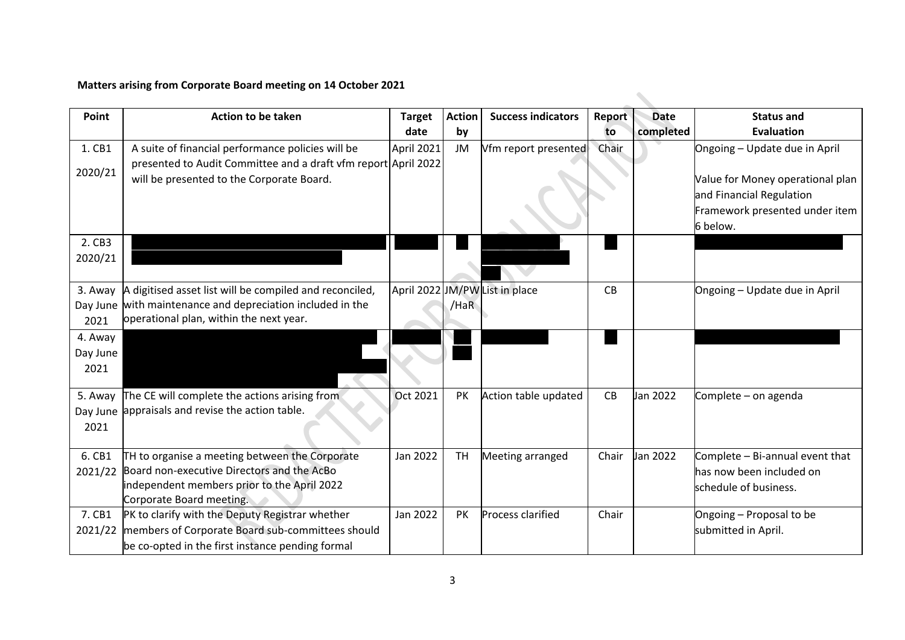**Matters arising from Corporate Board meeting on 14 October 2021**

| Point | Action to be taken | Target date | Action by | Success indicators | Report to | Date completed | Status and Evaluation |
|---|---|---|---|---|---|---|---|
| 1. CB1 2020/21 | A suite of financial performance policies will be presented to Audit Committee and a draft vfm report will be presented to the Corporate Board. | April 2021 April 2022 | JM | Vfm report presented | Chair | | Ongoing – Update due in April<br><br>Value for Money operational plan and Financial Regulation Framework presented under item 6 below. |
| 2. CB3 2020/21 | | | | | | | |
| 3. Away Day June 2021 | A digitised asset list will be compiled and reconciled, with maintenance and depreciation included in the operational plan, within the next year. | April 2022 | JM/PW /HaR | List in place | CB | | Ongoing – Update due in April |
| 4. Away Day June 2021 | | | | | | | |
| 5. Away Day June 2021 | The CE will complete the actions arising from appraisals and revise the action table. | Oct 2021 | PK | Action table updated | CB | Jan 2022 | Complete – on agenda |
| 6. CB1 2021/22 | TH to organise a meeting between the Corporate Board non-executive Directors and the AcBo independent members prior to the April 2022 Corporate Board meeting. | Jan 2022 | TH | Meeting arranged | Chair | Jan 2022 | Complete – Bi-annual event that has now been included on schedule of business. |
| 7. CB1 2021/22 | PK to clarify with the Deputy Registrar whether members of Corporate Board sub-committees should be co-opted in the first instance pending formal | Jan 2022 | PK | Process clarified | Chair | | Ongoing – Proposal to be submitted in April. |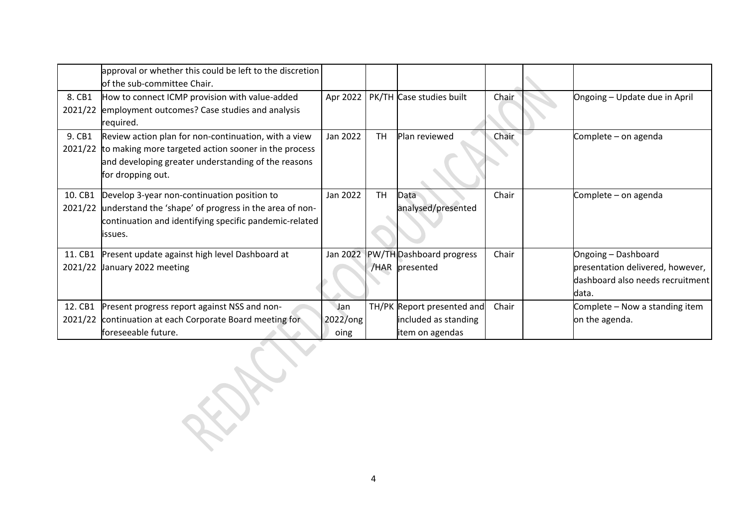| | | | | | | | |
|---|---|---|---|---|---|---|---|
| | approval or whether this could be left to the discretion of the sub-committee Chair. | | | | | | |
| 8. CB1 2021/22 | How to connect ICMP provision with value-added employment outcomes? Case studies and analysis required. | Apr 2022 | PK/TH | Case studies built | Chair | | Ongoing – Update due in April |
| 9. CB1 2021/22 | Review action plan for non-continuation, with a view to making more targeted action sooner in the process and developing greater understanding of the reasons for dropping out. | Jan 2022 | TH | Plan reviewed | Chair | | Complete – on agenda |
| 10. CB1 2021/22 | Develop 3-year non-continuation position to understand the 'shape' of progress in the area of non-continuation and identifying specific pandemic-related issues. | Jan 2022 | TH | Data analysed/presented | Chair | | Complete – on agenda |
| 11. CB1 2021/22 | Present update against high level Dashboard at January 2022 meeting | Jan 2022 | PW/TH /HAR | Dashboard progress presented | Chair | | Ongoing – Dashboard presentation delivered, however, dashboard also needs recruitment data. |
| 12. CB1 2021/22 | Present progress report against NSS and non-continuation at each Corporate Board meeting for foreseeable future. | Jan 2022/ongoing | TH/PK | Report presented and included as standing item on agendas | Chair | | Complete – Now a standing item on the agenda. |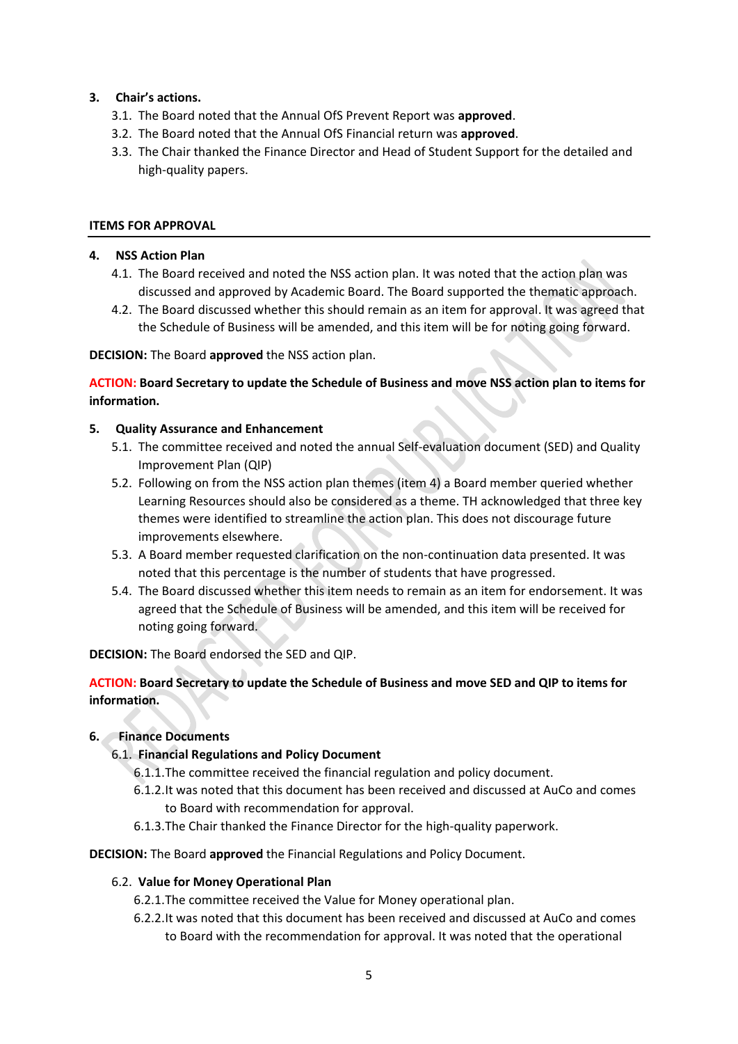**3. Chair's actions.**

3.1. The Board noted that the Annual OfS Prevent Report was **approved**.

3.2. The Board noted that the Annual OfS Financial return was **approved**.

3.3. The Chair thanked the Finance Director and Head of Student Support for the detailed and high-quality papers.

**ITEMS FOR APPROVAL**

---

**4. NSS Action Plan**

4.1. The Board received and noted the NSS action plan. It was noted that the action plan was discussed and approved by Academic Board. The Board supported the thematic approach.

4.2. The Board discussed whether this should remain as an item for approval. It was agreed that the Schedule of Business will be amended, and this item will be for noting going forward.

**DECISION:** The Board **approved** the NSS action plan.

**ACTION: Board Secretary to update the Schedule of Business and move NSS action plan to items for information.**

**5. Quality Assurance and Enhancement**

5.1. The committee received and noted the annual Self-evaluation document (SED) and Quality Improvement Plan (QIP)

5.2. Following on from the NSS action plan themes (item 4) a Board member queried whether Learning Resources should also be considered as a theme. TH acknowledged that three key themes were identified to streamline the action plan. This does not discourage future improvements elsewhere.

5.3. A Board member requested clarification on the non-continuation data presented. It was noted that this percentage is the number of students that have progressed.

5.4. The Board discussed whether this item needs to remain as an item for endorsement. It was agreed that the Schedule of Business will be amended, and this item will be received for noting going forward.

**DECISION:** The Board endorsed the SED and QIP.

**ACTION: Board Secretary to update the Schedule of Business and move SED and QIP to items for information.**

**6. Finance Documents**

**6.1. Financial Regulations and Policy Document**

6.1.1. The committee received the financial regulation and policy document.

6.1.2. It was noted that this document has been received and discussed at AuCo and comes to Board with recommendation for approval.

6.1.3. The Chair thanked the Finance Director for the high-quality paperwork.

**DECISION:** The Board **approved** the Financial Regulations and Policy Document.

**6.2. Value for Money Operational Plan**

6.2.1. The committee received the Value for Money operational plan.

6.2.2. It was noted that this document has been received and discussed at AuCo and comes to Board with the recommendation for approval. It was noted that the operational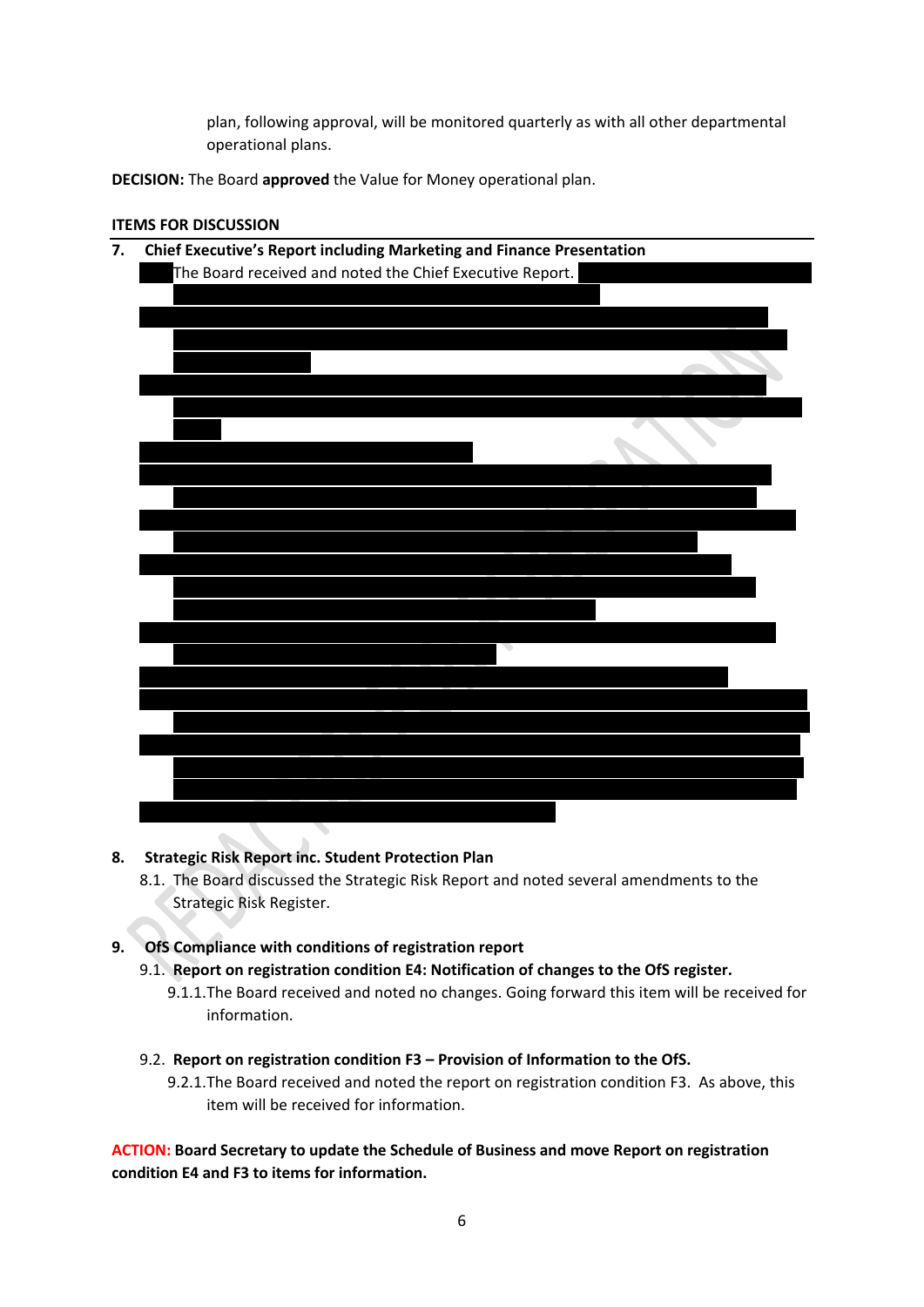plan, following approval, will be monitored quarterly as with all other departmental operational plans.

**DECISION:** The Board **approved** the Value for Money operational plan.

**ITEMS FOR DISCUSSION**

**7. Chief Executive's Report including Marketing and Finance Presentation**

The Board received and noted the Chief Executive Report.

**8. Strategic Risk Report inc. Student Protection Plan**

8.1. The Board discussed the Strategic Risk Report and noted several amendments to the Strategic Risk Register.

**9. OfS Compliance with conditions of registration report**

9.1. **Report on registration condition E4: Notification of changes to the OfS register.**

9.1.1. The Board received and noted no changes. Going forward this item will be received for information.

9.2. **Report on registration condition F3 – Provision of Information to the OfS.**

9.2.1. The Board received and noted the report on registration condition F3. As above, this item will be received for information.

**ACTION: Board Secretary to update the Schedule of Business and move Report on registration condition E4 and F3 to items for information.**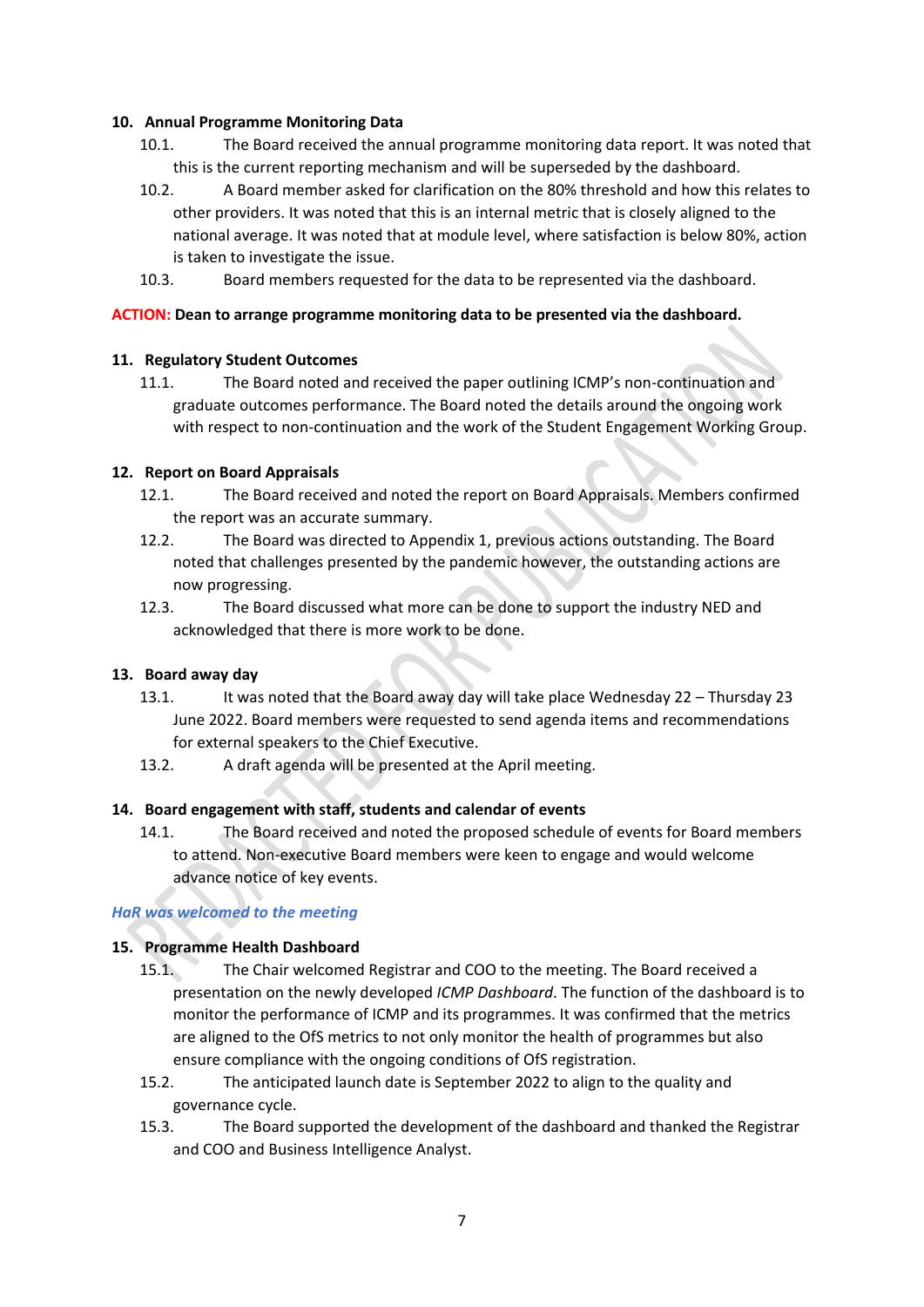**10. Annual Programme Monitoring Data**

10.1. The Board received the annual programme monitoring data report. It was noted that this is the current reporting mechanism and will be superseded by the dashboard.

10.2. A Board member asked for clarification on the 80% threshold and how this relates to other providers. It was noted that this is an internal metric that is closely aligned to the national average. It was noted that at module level, where satisfaction is below 80%, action is taken to investigate the issue.

10.3. Board members requested for the data to be represented via the dashboard.

**ACTION: Dean to arrange programme monitoring data to be presented via the dashboard.**

**11. Regulatory Student Outcomes**

11.1. The Board noted and received the paper outlining ICMP's non-continuation and graduate outcomes performance. The Board noted the details around the ongoing work with respect to non-continuation and the work of the Student Engagement Working Group.

**12. Report on Board Appraisals**

12.1. The Board received and noted the report on Board Appraisals. Members confirmed the report was an accurate summary.

12.2. The Board was directed to Appendix 1, previous actions outstanding. The Board noted that challenges presented by the pandemic however, the outstanding actions are now progressing.

12.3. The Board discussed what more can be done to support the industry NED and acknowledged that there is more work to be done.

**13. Board away day**

13.1. It was noted that the Board away day will take place Wednesday 22 – Thursday 23 June 2022. Board members were requested to send agenda items and recommendations for external speakers to the Chief Executive.

13.2. A draft agenda will be presented at the April meeting.

**14. Board engagement with staff, students and calendar of events**

14.1. The Board received and noted the proposed schedule of events for Board members to attend. Non-executive Board members were keen to engage and would welcome advance notice of key events.

***HaR was welcomed to the meeting***

**15. Programme Health Dashboard**

15.1. The Chair welcomed Registrar and COO to the meeting. The Board received a presentation on the newly developed *ICMP Dashboard*. The function of the dashboard is to monitor the performance of ICMP and its programmes. It was confirmed that the metrics are aligned to the OfS metrics to not only monitor the health of programmes but also ensure compliance with the ongoing conditions of OfS registration.

15.2. The anticipated launch date is September 2022 to align to the quality and governance cycle.

15.3. The Board supported the development of the dashboard and thanked the Registrar and COO and Business Intelligence Analyst.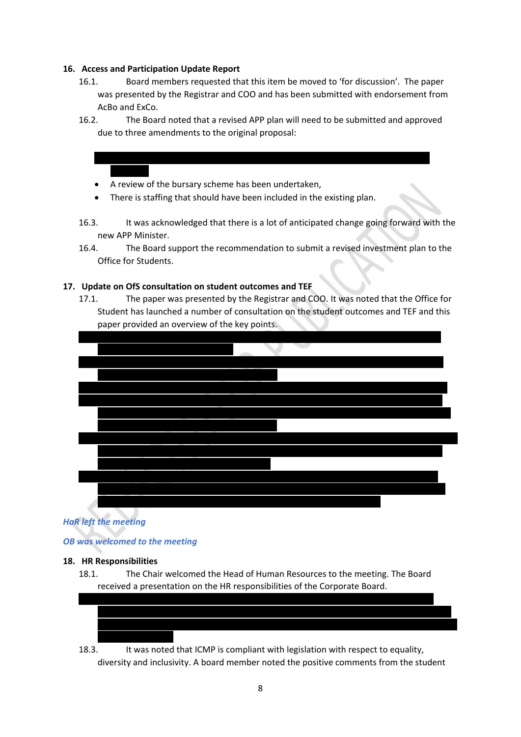**16. Access and Participation Update Report**

16.1. Board members requested that this item be moved to 'for discussion'. The paper was presented by the Registrar and COO and has been submitted with endorsement from AcBo and ExCo.

16.2. The Board noted that a revised APP plan will need to be submitted and approved due to three amendments to the original proposal:

- A review of the bursary scheme has been undertaken,
- There is staffing that should have been included in the existing plan.

16.3. It was acknowledged that there is a lot of anticipated change going forward with the new APP Minister.

16.4. The Board support the recommendation to submit a revised investment plan to the Office for Students.

**17. Update on OfS consultation on student outcomes and TEF**

17.1. The paper was presented by the Registrar and COO. It was noted that the Office for Student has launched a number of consultation on the student outcomes and TEF and this paper provided an overview of the key points.

*HaR left the meeting*

*OB was welcomed to the meeting*

**18. HR Responsibilities**

18.1. The Chair welcomed the Head of Human Resources to the meeting. The Board received a presentation on the HR responsibilities of the Corporate Board.

18.3. It was noted that ICMP is compliant with legislation with respect to equality, diversity and inclusivity. A board member noted the positive comments from the student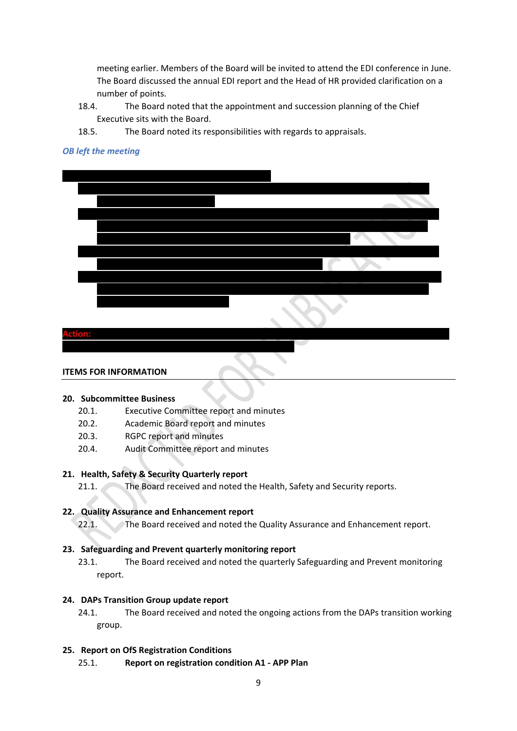meeting earlier. Members of the Board will be invited to attend the EDI conference in June. The Board discussed the annual EDI report and the Head of HR provided clarification on a number of points.

18.4. The Board noted that the appointment and succession planning of the Chief Executive sits with the Board.

18.5. The Board noted its responsibilities with regards to appraisals.

*OB left the meeting*

**Action:**

**ITEMS FOR INFORMATION**

**20. Subcommittee Business**

20.1. Executive Committee report and minutes

20.2. Academic Board report and minutes

20.3. RGPC report and minutes

20.4. Audit Committee report and minutes

**21. Health, Safety & Security Quarterly report**

21.1. The Board received and noted the Health, Safety and Security reports.

**22. Quality Assurance and Enhancement report**

22.1. The Board received and noted the Quality Assurance and Enhancement report.

**23. Safeguarding and Prevent quarterly monitoring report**

23.1. The Board received and noted the quarterly Safeguarding and Prevent monitoring report.

**24. DAPs Transition Group update report**

24.1. The Board received and noted the ongoing actions from the DAPs transition working group.

**25. Report on OfS Registration Conditions**

25.1. **Report on registration condition A1 - APP Plan**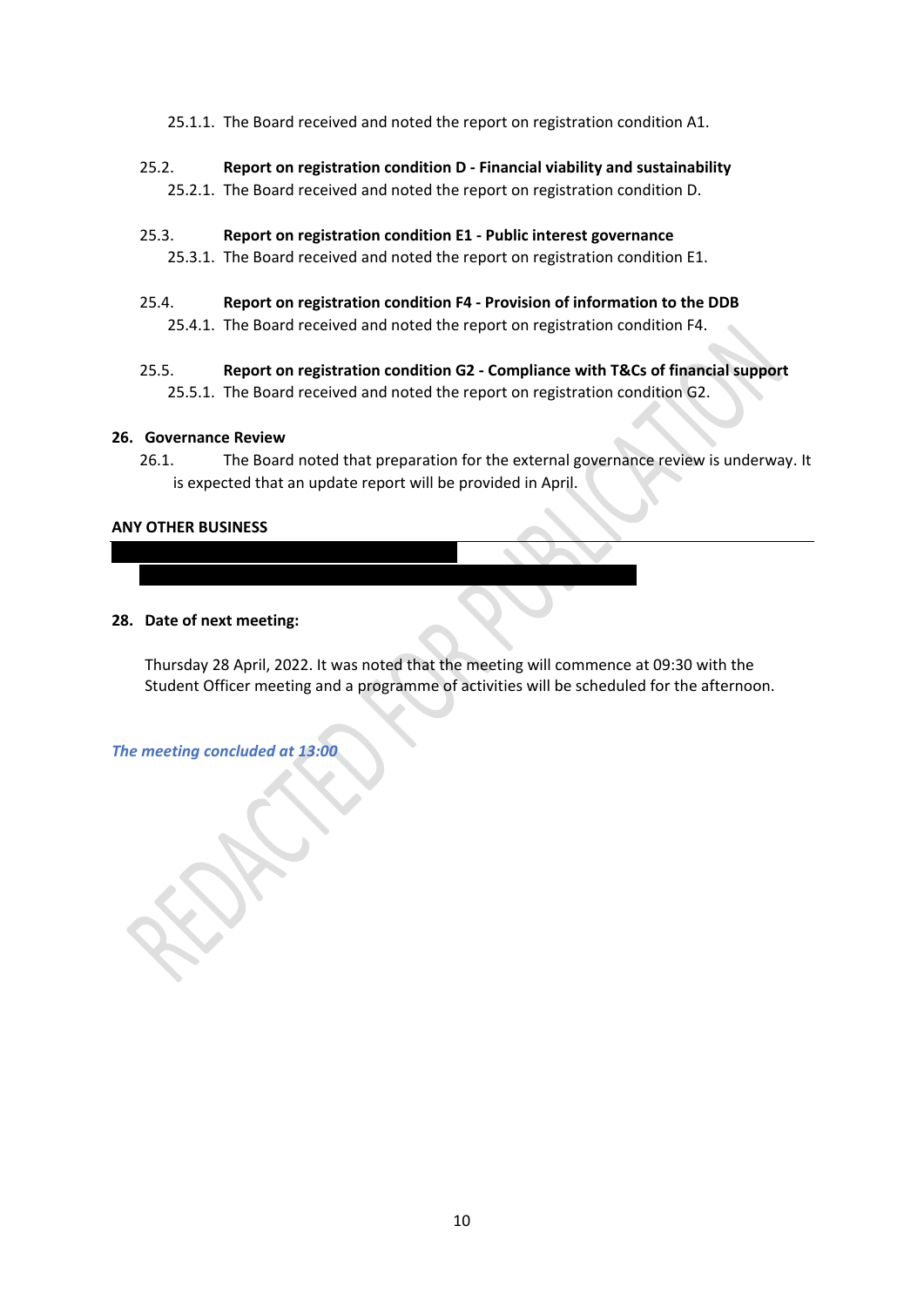25.1.1. The Board received and noted the report on registration condition A1.

25.2. **Report on registration condition D - Financial viability and sustainability**

25.2.1. The Board received and noted the report on registration condition D.

25.3. **Report on registration condition E1 - Public interest governance**

25.3.1. The Board received and noted the report on registration condition E1.

25.4. **Report on registration condition F4 - Provision of information to the DDB**

25.4.1. The Board received and noted the report on registration condition F4.

25.5. **Report on registration condition G2 - Compliance with T&Cs of financial support**

25.5.1. The Board received and noted the report on registration condition G2.

**26. Governance Review**

26.1. The Board noted that preparation for the external governance review is underway. It is expected that an update report will be provided in April.

**ANY OTHER BUSINESS**

**28. Date of next meeting:**

Thursday 28 April, 2022. It was noted that the meeting will commence at 09:30 with the Student Officer meeting and a programme of activities will be scheduled for the afternoon.

***The meeting concluded at 13:00***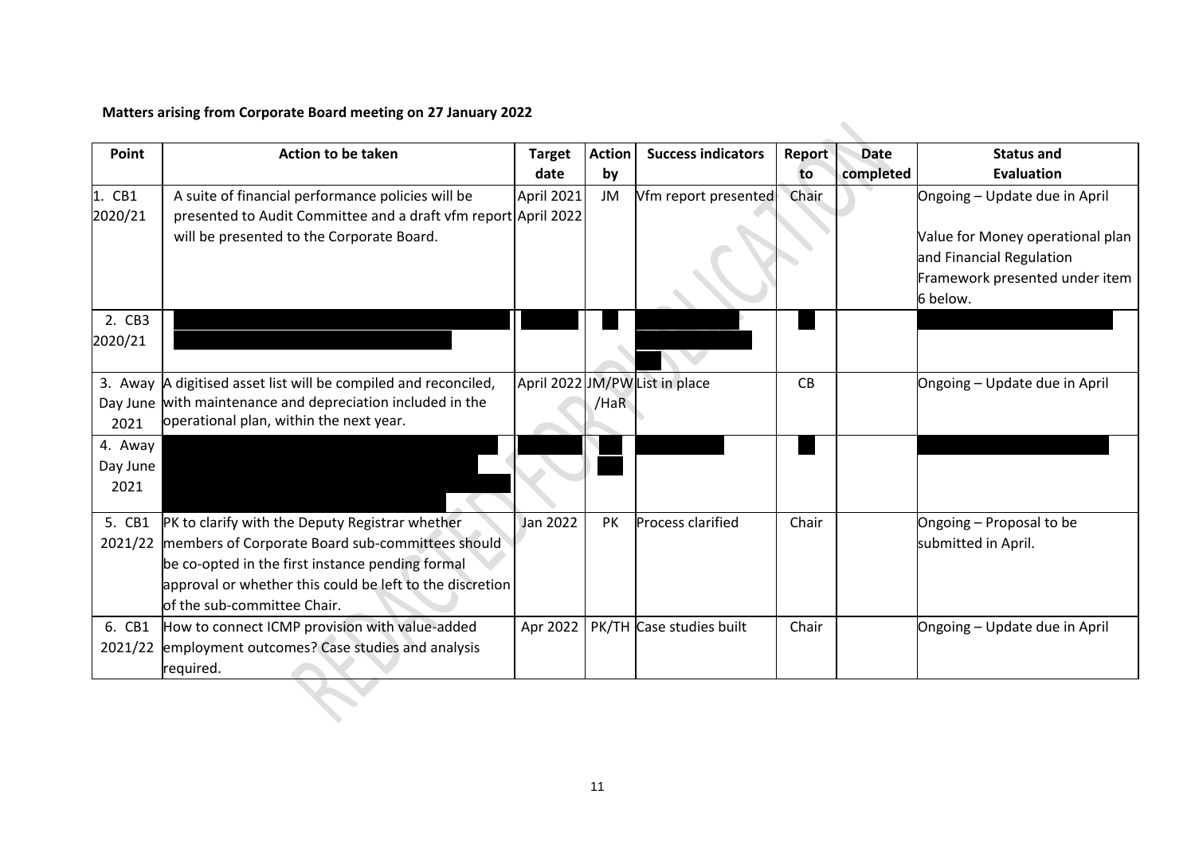**Matters arising from Corporate Board meeting on 27 January 2022**

| Point | Action to be taken | Target date | Action by | Success indicators | Report to | Date completed | Status and Evaluation |
|---|---|---|---|---|---|---|---|
| 1. CB1 2020/21 | A suite of financial performance policies will be presented to Audit Committee and a draft vfm report will be presented to the Corporate Board. | April 2021 April 2022 | JM | Vfm report presented | Chair | | Ongoing – Update due in April<br><br>Value for Money operational plan and Financial Regulation Framework presented under item 6 below. |
| 2. CB3 2020/21 | | | | | | | |
| 3. Away Day June 2021 | A digitised asset list will be compiled and reconciled, with maintenance and depreciation included in the operational plan, within the next year. | April 2022 | JM/PW /HaR | List in place | CB | | Ongoing – Update due in April |
| 4. Away Day June 2021 | | | | | | | |
| 5. CB1 2021/22 | PK to clarify with the Deputy Registrar whether members of Corporate Board sub-committees should be co-opted in the first instance pending formal approval or whether this could be left to the discretion of the sub-committee Chair. | Jan 2022 | PK | Process clarified | Chair | | Ongoing – Proposal to be submitted in April. |
| 6. CB1 2021/22 | How to connect ICMP provision with value-added employment outcomes? Case studies and analysis required. | Apr 2022 | PK/TH | Case studies built | Chair | | Ongoing – Update due in April |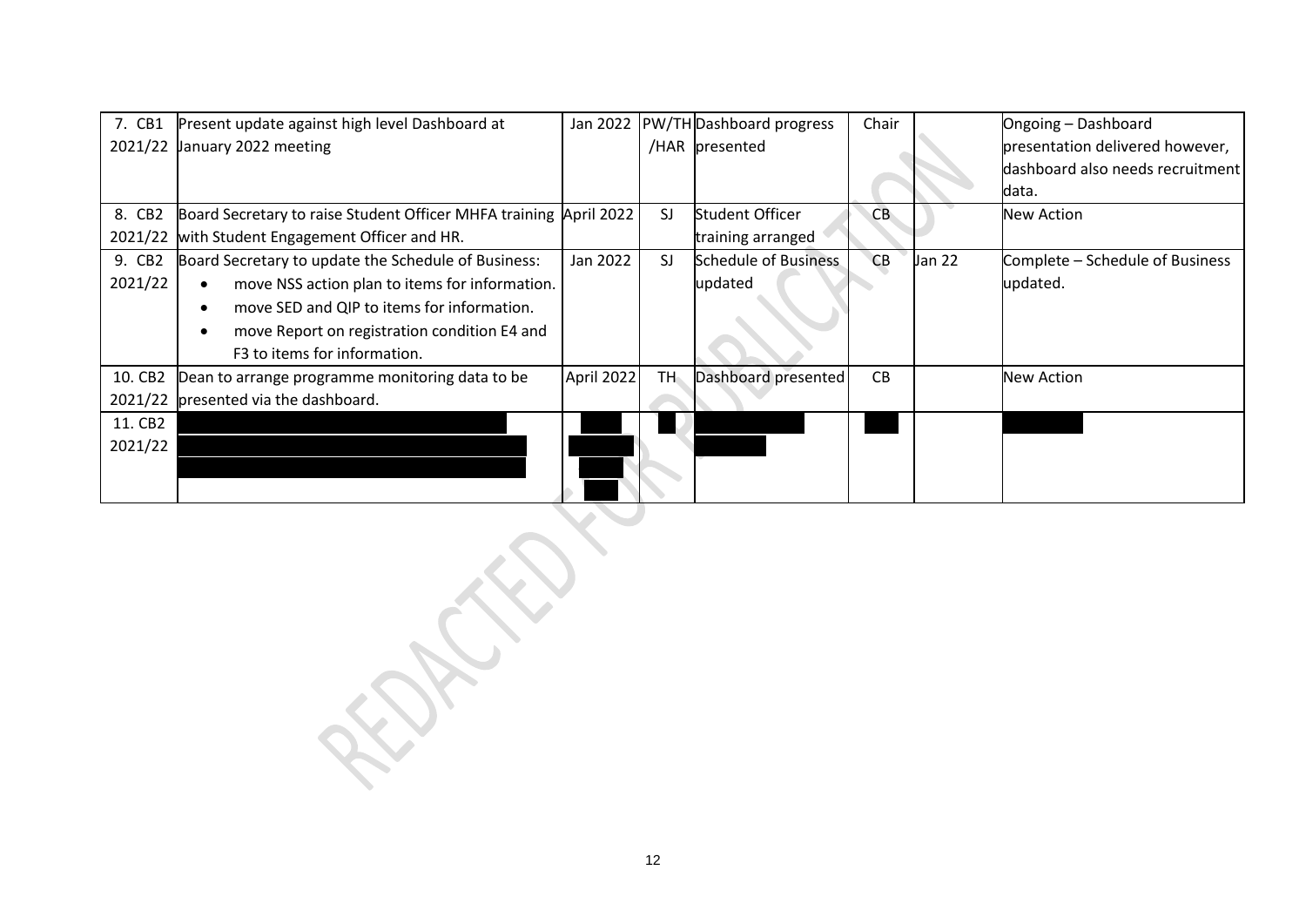| | | | | | | | |
|---|---|---|---|---|---|---|---|
| 7. CB1 2021/22 | Present update against high level Dashboard at January 2022 meeting | Jan 2022 | PW/TH /HAR | Dashboard progress presented | Chair | | Ongoing – Dashboard presentation delivered however, dashboard also needs recruitment data. |
| 8. CB2 2021/22 | Board Secretary to raise Student Officer MHFA training with Student Engagement Officer and HR. | April 2022 | SJ | Student Officer training arranged | CB | | New Action |
| 9. CB2 2021/22 | Board Secretary to update the Schedule of Business: <br>• move NSS action plan to items for information.<br>• move SED and QIP to items for information.<br>• move Report on registration condition E4 and F3 to items for information. | Jan 2022 | SJ | Schedule of Business updated | CB | Jan 22 | Complete – Schedule of Business updated. |
| 10. CB2 2021/22 | Dean to arrange programme monitoring data to be presented via the dashboard. | April 2022 | TH | Dashboard presented | CB | | New Action |
| 11. CB2 2021/22 | [REDACTED] | [REDACTED] | [REDACTED] | [REDACTED] | [REDACTED] | | [REDACTED] |